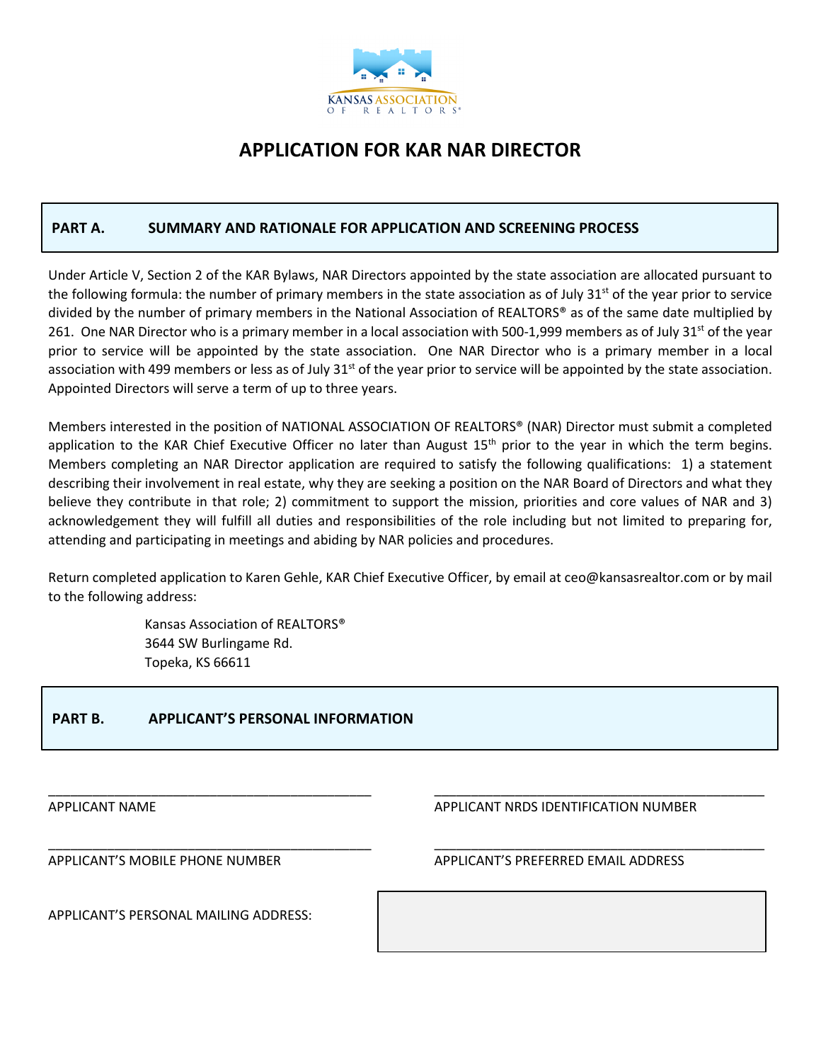KANSAS ASSOCIATION OF REALTORS®

# APPLICATION FOR KAR NAR DIRECTOR

## PART A. SUMMARY AND RATIONALE FOR APPLICATION AND SCREENING PROCESS

Under Article V, Section 2 of the KAR Bylaws, NAR Directors appointed by the state association are allocated pursuant to the following formula: the number of primary members in the state association as of July 31st of the year prior to service divided by the number of primary members in the National Association of REALTORS® as of the same date multiplied by 261. One NAR Director who is a primary member in a local association with 500-1,999 members as of July 31st of the year prior to service will be appointed by the state association. One NAR Director who is a primary member in a local association with 499 members or less as of July 31st of the year prior to service will be appointed by the state association. Appointed Directors will serve a term of up to three years.

Members interested in the position of NATIONAL ASSOCIATION OF REALTORS® (NAR) Director must submit a completed application to the KAR Chief Executive Officer no later than August 15th prior to the year in which the term begins. Members completing an NAR Director application are required to satisfy the following qualifications: 1) a statement describing their involvement in real estate, why they are seeking a position on the NAR Board of Directors and what they believe they contribute in that role; 2) commitment to support the mission, priorities and core values of NAR and 3) acknowledgement they will fulfill all duties and responsibilities of the role including but not limited to preparing for, attending and participating in meetings and abiding by NAR policies and procedures.

Return completed application to Karen Gehle, KAR Chief Executive Officer, by email at ceo@kansasrealtor.com or by mail to the following address:

Kansas Association of REALTORS®
3644 SW Burlingame Rd.
Topeka, KS 66611

## PART B. APPLICANT'S PERSONAL INFORMATION

_______________________________________ APPLICANT NAME

_______________________________________ APPLICANT NRDS IDENTIFICATION NUMBER

_______________________________________ APPLICANT'S MOBILE PHONE NUMBER

_______________________________________ APPLICANT'S PREFERRED EMAIL ADDRESS

APPLICANT'S PERSONAL MAILING ADDRESS: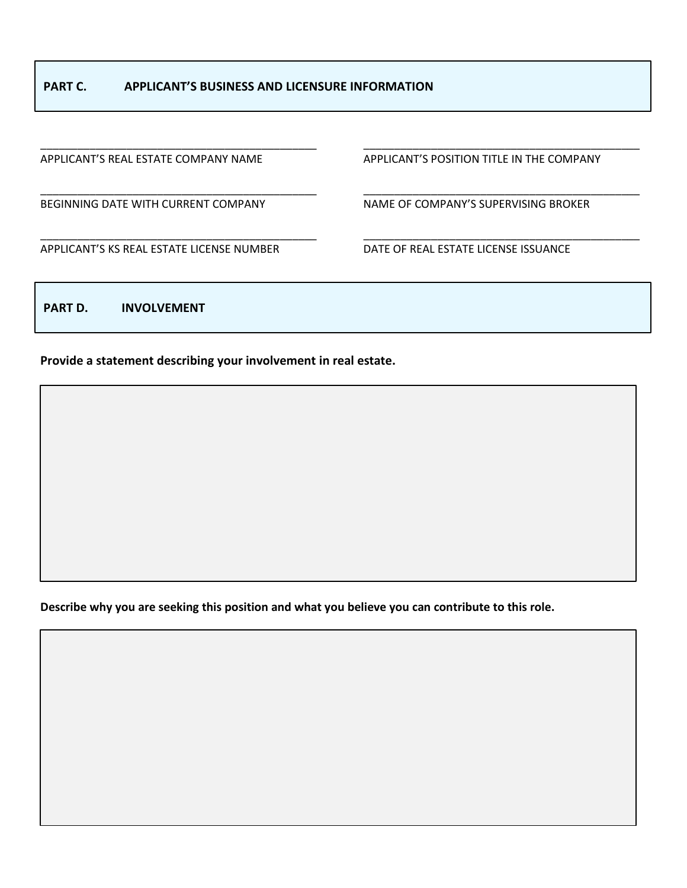## PART C. APPLICANT'S BUSINESS AND LICENSURE INFORMATION

_______________________________________________
APPLICANT'S REAL ESTATE COMPANY NAME

_______________________________________________
APPLICANT'S POSITION TITLE IN THE COMPANY

_______________________________________________
BEGINNING DATE WITH CURRENT COMPANY

_______________________________________________
NAME OF COMPANY'S SUPERVISING BROKER

_______________________________________________
APPLICANT'S KS REAL ESTATE LICENSE NUMBER

_______________________________________________
DATE OF REAL ESTATE LICENSE ISSUANCE

## PART D. INVOLVEMENT

**Provide a statement describing your involvement in real estate.**

**Describe why you are seeking this position and what you believe you can contribute to this role.**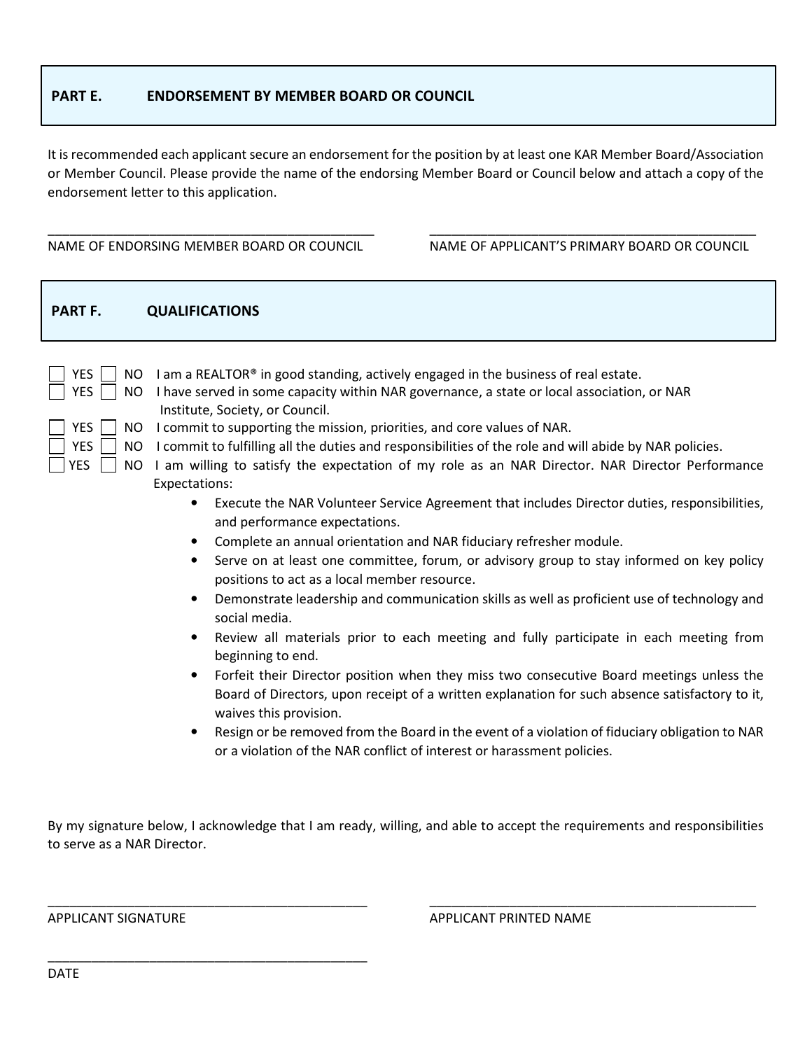## PART E. ENDORSEMENT BY MEMBER BOARD OR COUNCIL

It is recommended each applicant secure an endorsement for the position by at least one KAR Member Board/Association or Member Council. Please provide the name of the endorsing Member Board or Council below and attach a copy of the endorsement letter to this application.

_______________________________________________ NAME OF ENDORSING MEMBER BOARD OR COUNCIL

_______________________________________________ NAME OF APPLICANT'S PRIMARY BOARD OR COUNCIL

## PART F. QUALIFICATIONS

☐ YES ☐ NO I am a REALTOR® in good standing, actively engaged in the business of real estate.

☐ YES ☐ NO I have served in some capacity within NAR governance, a state or local association, or NAR Institute, Society, or Council.

☐ YES ☐ NO I commit to supporting the mission, priorities, and core values of NAR.

☐ YES ☐ NO I commit to fulfilling all the duties and responsibilities of the role and will abide by NAR policies.

☐ YES ☐ NO I am willing to satisfy the expectation of my role as an NAR Director. NAR Director Performance Expectations:

- Execute the NAR Volunteer Service Agreement that includes Director duties, responsibilities, and performance expectations.
- Complete an annual orientation and NAR fiduciary refresher module.
- Serve on at least one committee, forum, or advisory group to stay informed on key policy positions to act as a local member resource.
- Demonstrate leadership and communication skills as well as proficient use of technology and social media.
- Review all materials prior to each meeting and fully participate in each meeting from beginning to end.
- Forfeit their Director position when they miss two consecutive Board meetings unless the Board of Directors, upon receipt of a written explanation for such absence satisfactory to it, waives this provision.
- Resign or be removed from the Board in the event of a violation of fiduciary obligation to NAR or a violation of the NAR conflict of interest or harassment policies.

By my signature below, I acknowledge that I am ready, willing, and able to accept the requirements and responsibilities to serve as a NAR Director.

_______________________________________________ APPLICANT SIGNATURE

_______________________________________________ APPLICANT PRINTED NAME

_______________________________________________ DATE